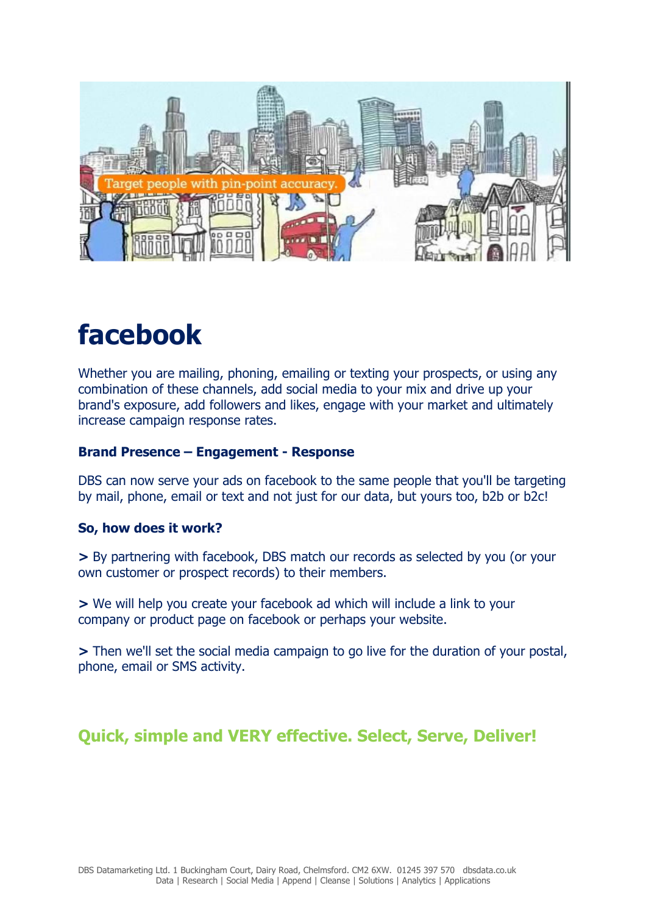# facebook

Whether you are mailing, phoning, emailing or texting your prospects, or using any combination of these channels, add social media to your mix and drive up your brand's exposure, add followers and likes, engage with your market and ultimately increase campaign response rates.

**Brand Presence – Engagement - Response**

DBS can now serve your ads on facebook to the same people that you'll be targeting by mail, phone, email or text and not just for our data, but yours too, b2b or b2c!

**So, how does it work?**

**>** By partnering with facebook, DBS match our records as selected by you (or your own customer or prospect records) to their members.

**>** We will help you create your facebook ad which will include a link to your company or product page on facebook or perhaps your website.

**>** Then we'll set the social media campaign to go live for the duration of your postal, phone, email or SMS activity.

## Quick, simple and VERY effective. Select, Serve, Deliver!

DBS Datamarketing Ltd. 1 Buckingham Court, Dairy Road, Chelmsford. CM2 6XW. 01245 397 570 dbsdata.co.uk
Data | Research | Social Media | Append | Cleanse | Solutions | Analytics | Applications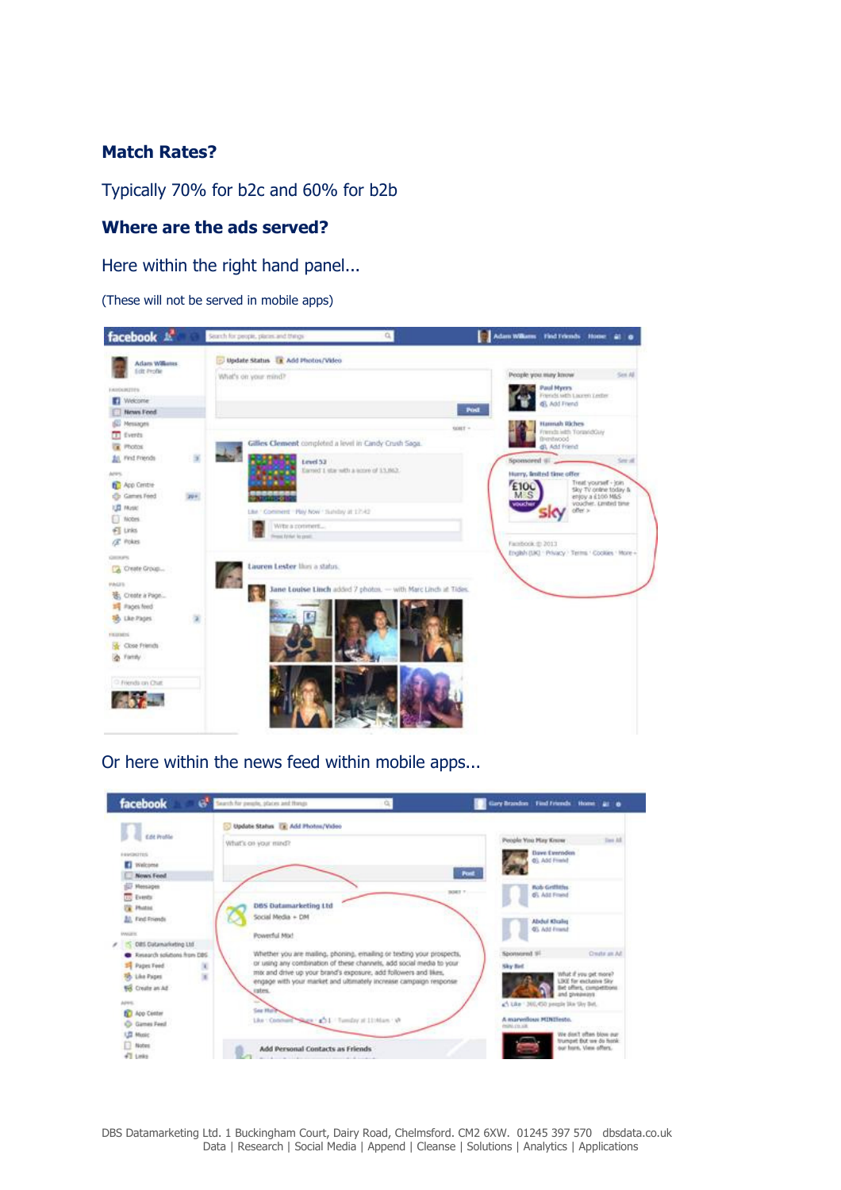## Match Rates?

Typically 70% for b2c and 60% for b2b

## Where are the ads served?

Here within the right hand panel...

(These will not be served in mobile apps)

Or here within the news feed within mobile apps...

DBS Datamarketing Ltd. 1 Buckingham Court, Dairy Road, Chelmsford. CM2 6XW. 01245 397 570 dbsdata.co.uk
Data | Research | Social Media | Append | Cleanse | Solutions | Analytics | Applications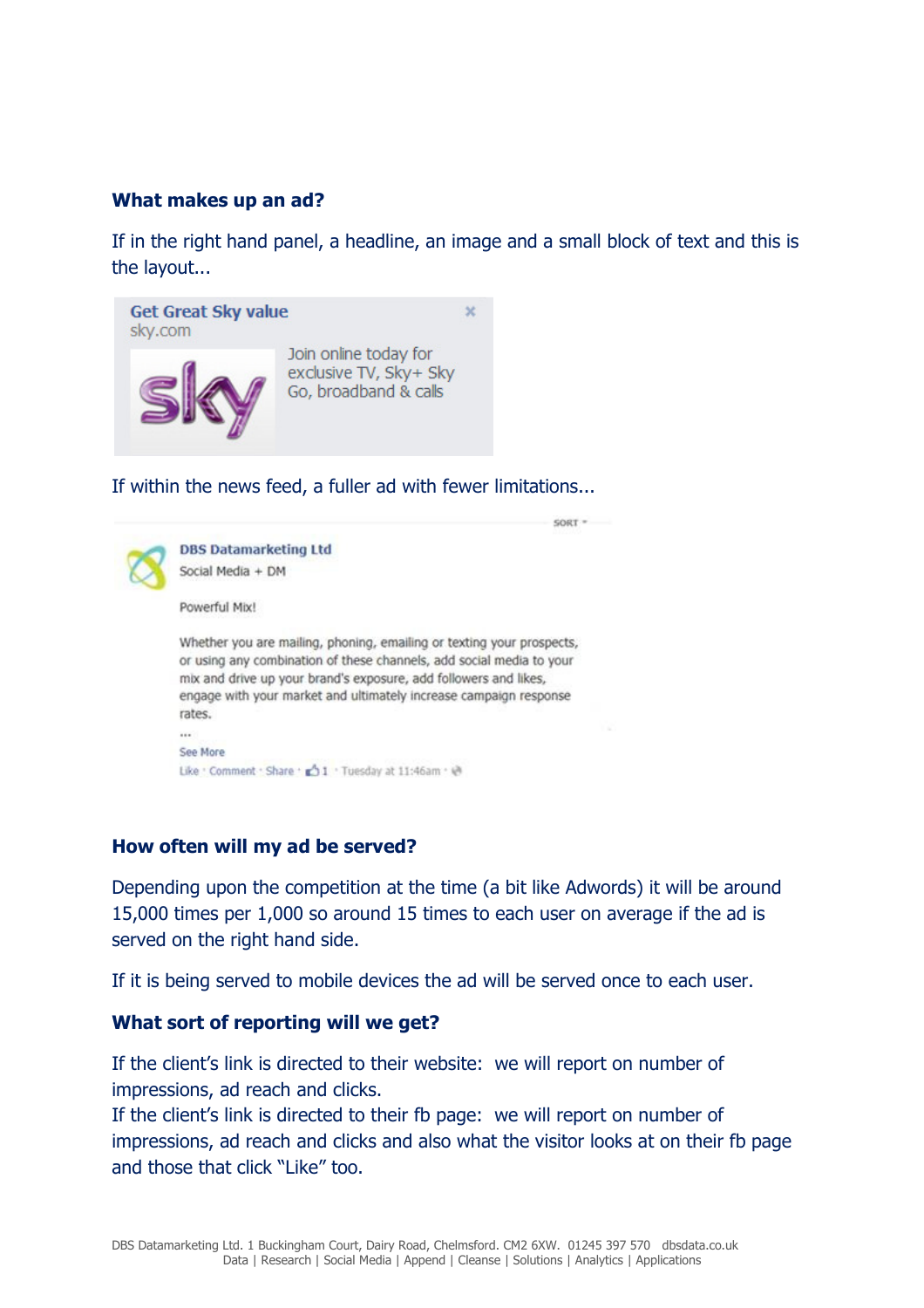**What makes up an ad?**

If in the right hand panel, a headline, an image and a small block of text and this is the layout...

If within the news feed, a fuller ad with fewer limitations...

**How often will my ad be served?**

Depending upon the competition at the time (a bit like Adwords) it will be around 15,000 times per 1,000 so around 15 times to each user on average if the ad is served on the right hand side.

If it is being served to mobile devices the ad will be served once to each user.

**What sort of reporting will we get?**

If the client's link is directed to their website: we will report on number of impressions, ad reach and clicks.
If the client's link is directed to their fb page: we will report on number of impressions, ad reach and clicks and also what the visitor looks at on their fb page and those that click "Like" too.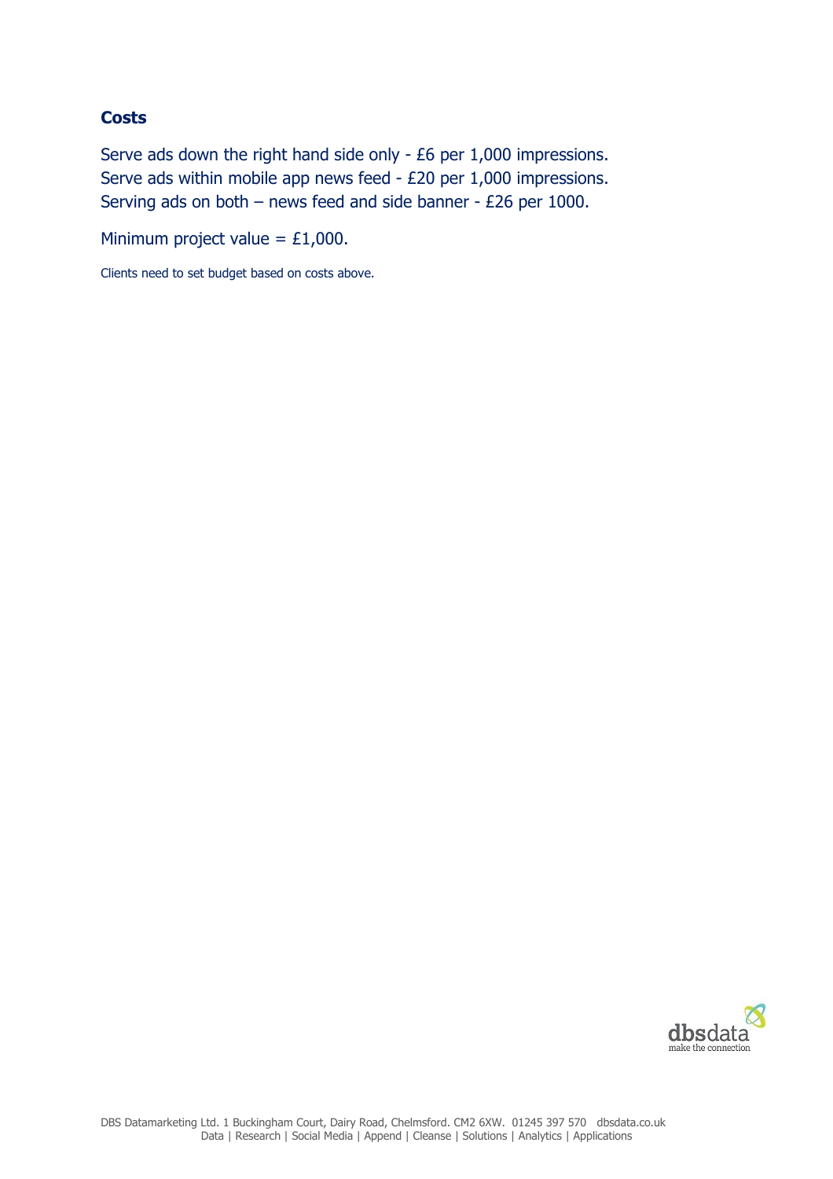## Costs

Serve ads down the right hand side only - £6 per 1,000 impressions.
Serve ads within mobile app news feed - £20 per 1,000 impressions.
Serving ads on both – news feed and side banner - £26 per 1000.

Minimum project value = £1,000.

Clients need to set budget based on costs above.